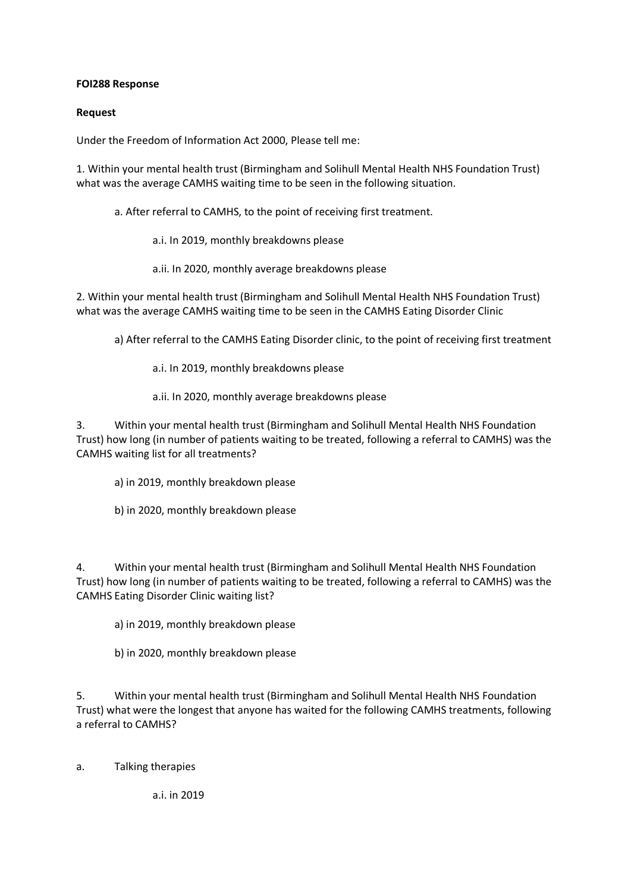**FOI288 Response**

**Request**

Under the Freedom of Information Act 2000, Please tell me:

1. Within your mental health trust (Birmingham and Solihull Mental Health NHS Foundation Trust) what was the average CAMHS waiting time to be seen in the following situation.

    a. After referral to CAMHS, to the point of receiving first treatment.

        a.i. In 2019, monthly breakdowns please

        a.ii. In 2020, monthly average breakdowns please

2. Within your mental health trust (Birmingham and Solihull Mental Health NHS Foundation Trust) what was the average CAMHS waiting time to be seen in the CAMHS Eating Disorder Clinic

    a) After referral to the CAMHS Eating Disorder clinic, to the point of receiving first treatment

        a.i. In 2019, monthly breakdowns please

        a.ii. In 2020, monthly average breakdowns please

3. Within your mental health trust (Birmingham and Solihull Mental Health NHS Foundation Trust) how long (in number of patients waiting to be treated, following a referral to CAMHS) was the CAMHS waiting list for all treatments?

    a) in 2019, monthly breakdown please

    b) in 2020, monthly breakdown please

4. Within your mental health trust (Birmingham and Solihull Mental Health NHS Foundation Trust) how long (in number of patients waiting to be treated, following a referral to CAMHS) was the CAMHS Eating Disorder Clinic waiting list?

    a) in 2019, monthly breakdown please

    b) in 2020, monthly breakdown please

5. Within your mental health trust (Birmingham and Solihull Mental Health NHS Foundation Trust) what were the longest that anyone has waited for the following CAMHS treatments, following a referral to CAMHS?

a. Talking therapies

    a.i. in 2019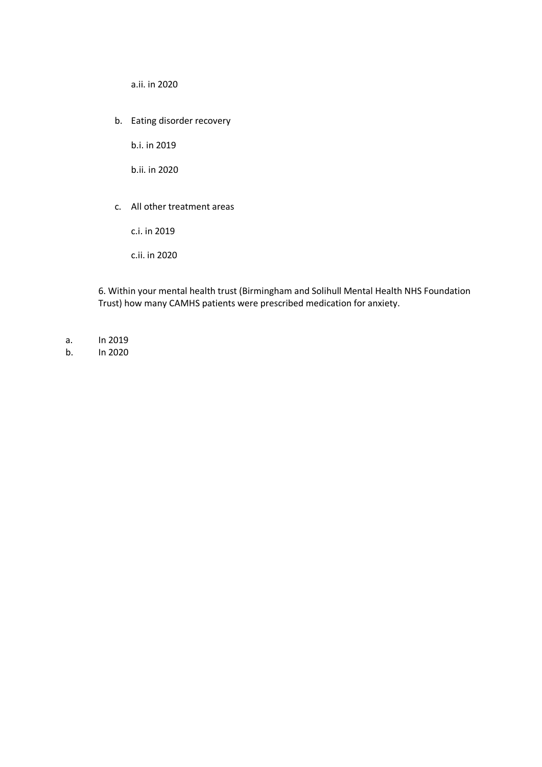a.ii. in 2020

b. Eating disorder recovery

b.i. in 2019

b.ii. in 2020

c. All other treatment areas

c.i. in 2019

c.ii. in 2020

6. Within your mental health trust (Birmingham and Solihull Mental Health NHS Foundation Trust) how many CAMHS patients were prescribed medication for anxiety.

a. In 2019
b. In 2020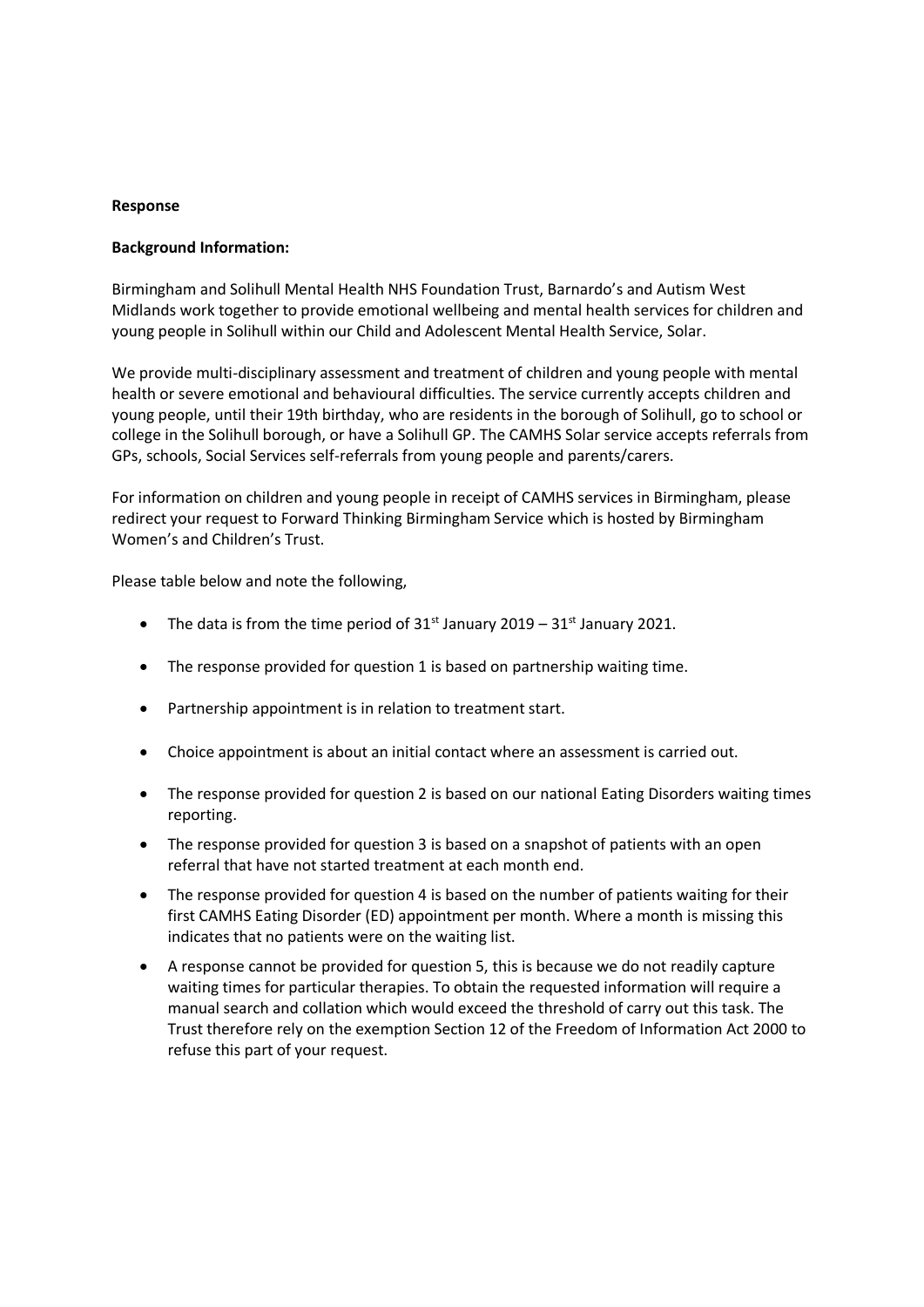**Response**

**Background Information:**

Birmingham and Solihull Mental Health NHS Foundation Trust, Barnardo's and Autism West Midlands work together to provide emotional wellbeing and mental health services for children and young people in Solihull within our Child and Adolescent Mental Health Service, Solar.

We provide multi-disciplinary assessment and treatment of children and young people with mental health or severe emotional and behavioural difficulties. The service currently accepts children and young people, until their 19th birthday, who are residents in the borough of Solihull, go to school or college in the Solihull borough, or have a Solihull GP. The CAMHS Solar service accepts referrals from GPs, schools, Social Services self-referrals from young people and parents/carers.

For information on children and young people in receipt of CAMHS services in Birmingham, please redirect your request to Forward Thinking Birmingham Service which is hosted by Birmingham Women's and Children's Trust.

Please table below and note the following,

- The data is from the time period of 31st January 2019 – 31st January 2021.
- The response provided for question 1 is based on partnership waiting time.
- Partnership appointment is in relation to treatment start.
- Choice appointment is about an initial contact where an assessment is carried out.
- The response provided for question 2 is based on our national Eating Disorders waiting times reporting.
- The response provided for question 3 is based on a snapshot of patients with an open referral that have not started treatment at each month end.
- The response provided for question 4 is based on the number of patients waiting for their first CAMHS Eating Disorder (ED) appointment per month. Where a month is missing this indicates that no patients were on the waiting list.
- A response cannot be provided for question 5, this is because we do not readily capture waiting times for particular therapies. To obtain the requested information will require a manual search and collation which would exceed the threshold of carry out this task. The Trust therefore rely on the exemption Section 12 of the Freedom of Information Act 2000 to refuse this part of your request.